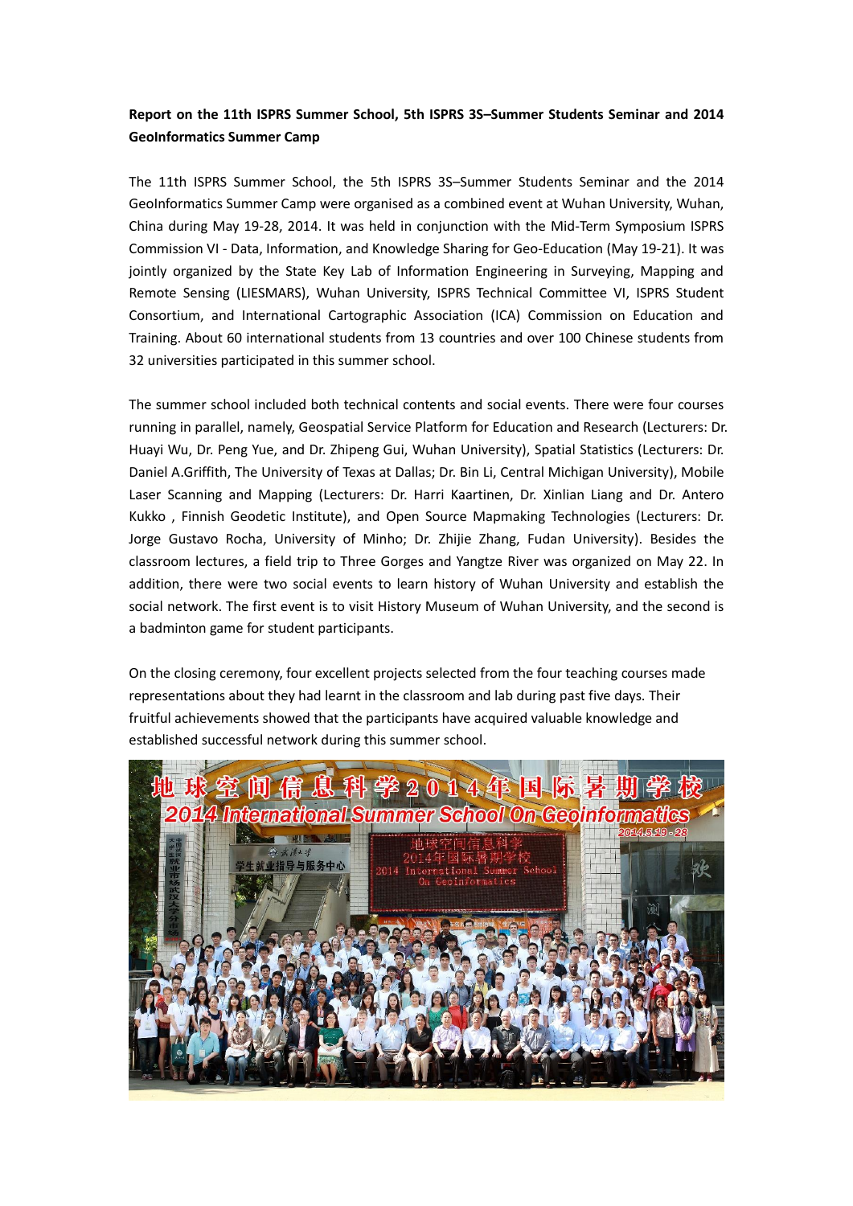**Report on the 11th ISPRS Summer School, 5th ISPRS 3S–Summer Students Seminar and 2014 GeoInformatics Summer Camp**

The 11th ISPRS Summer School, the 5th ISPRS 3S–Summer Students Seminar and the 2014 GeoInformatics Summer Camp were organised as a combined event at Wuhan University, Wuhan, China during May 19-28, 2014. It was held in conjunction with the Mid-Term Symposium ISPRS Commission VI - Data, Information, and Knowledge Sharing for Geo-Education (May 19-21). It was jointly organized by the State Key Lab of Information Engineering in Surveying, Mapping and Remote Sensing (LIESMARS), Wuhan University, ISPRS Technical Committee VI, ISPRS Student Consortium, and International Cartographic Association (ICA) Commission on Education and Training. About 60 international students from 13 countries and over 100 Chinese students from 32 universities participated in this summer school.

The summer school included both technical contents and social events. There were four courses running in parallel, namely, Geospatial Service Platform for Education and Research (Lecturers: Dr. Huayi Wu, Dr. Peng Yue, and Dr. Zhipeng Gui, Wuhan University), Spatial Statistics (Lecturers: Dr. Daniel A.Griffith, The University of Texas at Dallas; Dr. Bin Li, Central Michigan University), Mobile Laser Scanning and Mapping (Lecturers: Dr. Harri Kaartinen, Dr. Xinlian Liang and Dr. Antero Kukko , Finnish Geodetic Institute), and Open Source Mapmaking Technologies (Lecturers: Dr. Jorge Gustavo Rocha, University of Minho; Dr. Zhijie Zhang, Fudan University). Besides the classroom lectures, a field trip to Three Gorges and Yangtze River was organized on May 22. In addition, there were two social events to learn history of Wuhan University and establish the social network. The first event is to visit History Museum of Wuhan University, and the second is a badminton game for student participants.

On the closing ceremony, four excellent projects selected from the four teaching courses made representations about they had learnt in the classroom and lab during past five days. Their fruitful achievements showed that the participants have acquired valuable knowledge and established successful network during this summer school.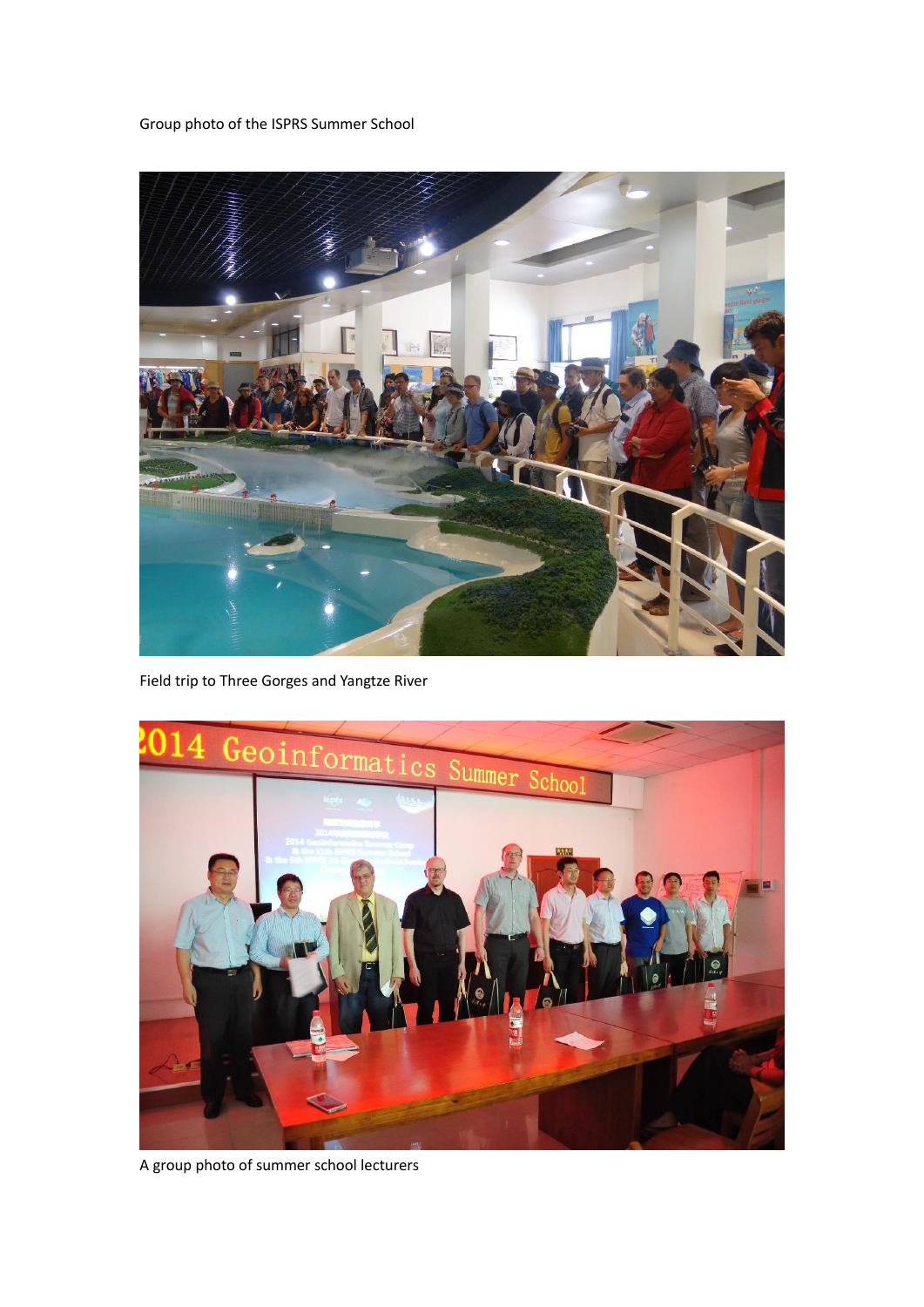Group photo of the ISPRS Summer School

Field trip to Three Gorges and Yangtze River

A group photo of summer school lecturers